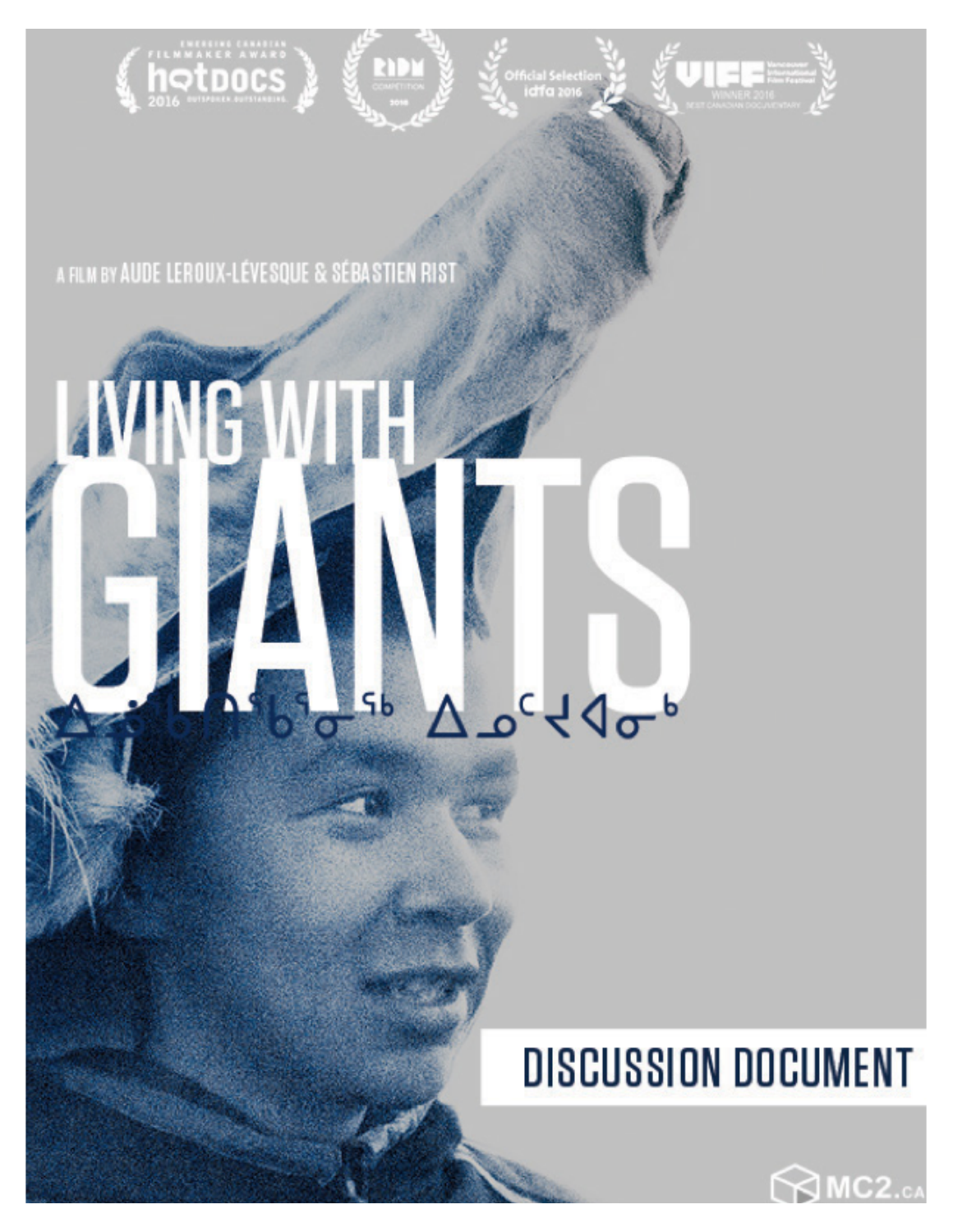EMERGING CANADIAN FILMMAKER AWARD hotdocs 2016 OUTSPOKEN OUTSTANDING

RIDM COMPETITION 2016

Official Selection idfa 2016

VIFF Vancouver International Film Festival WINNER 2016 BEST CANADIAN DOCUMENTARY

A FILM BY AUDE LEROUX-LÉVESQUE & SÉBASTIEN RIST

# LIVING WITH GIANTS

ᐃᓅᑲᑎᒋᖃᕐᓂᖅ ᐃᓄᙳᐊᓂᒃ

## DISCUSSION DOCUMENT

MC2.CA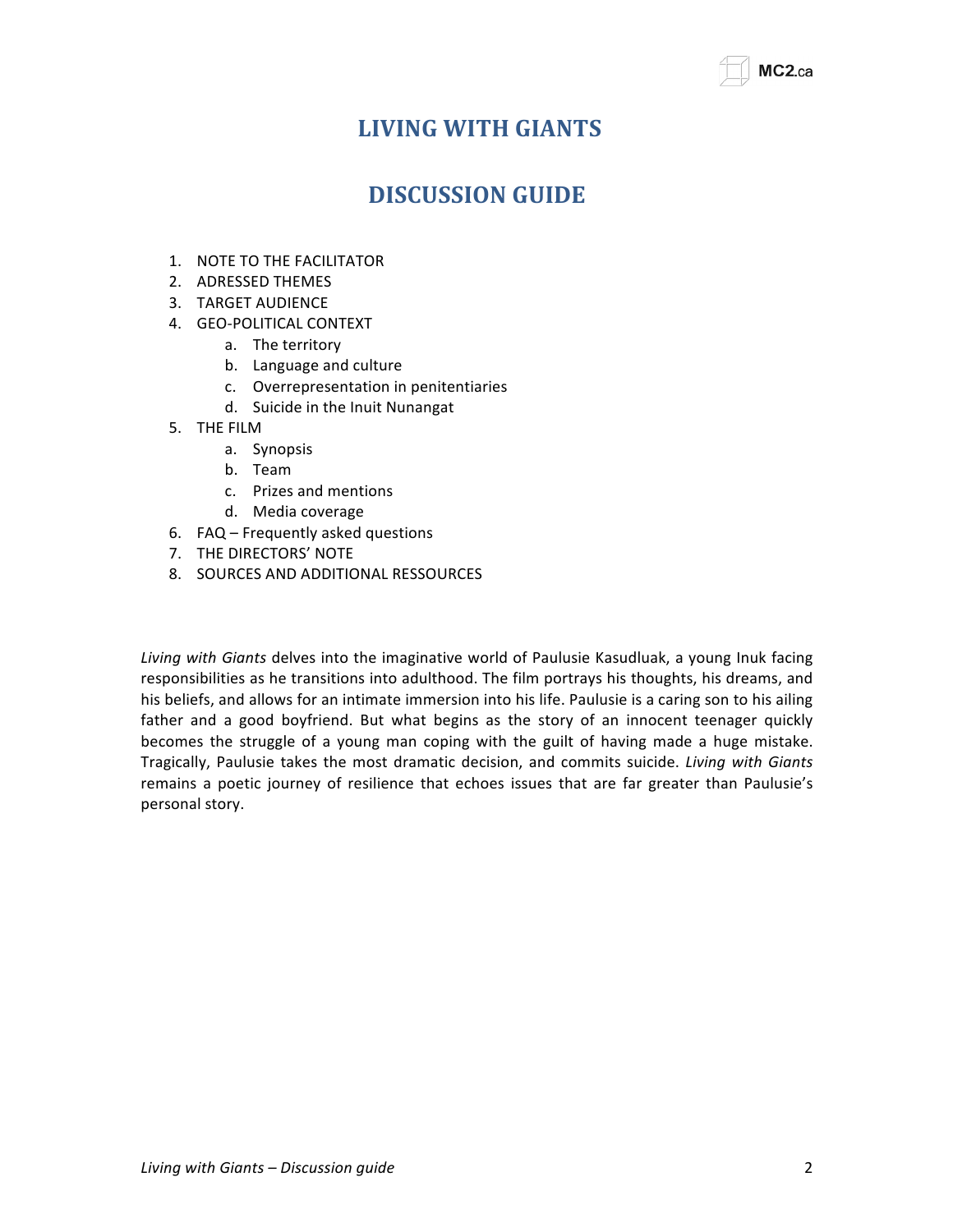# LIVING WITH GIANTS

# DISCUSSION GUIDE

1. NOTE TO THE FACILITATOR
2. ADRESSED THEMES
3. TARGET AUDIENCE
4. GEO-POLITICAL CONTEXT
   a. The territory
   b. Language and culture
   c. Overrepresentation in penitentiaries
   d. Suicide in the Inuit Nunangat
5. THE FILM
   a. Synopsis
   b. Team
   c. Prizes and mentions
   d. Media coverage
6. FAQ – Frequently asked questions
7. THE DIRECTORS' NOTE
8. SOURCES AND ADDITIONAL RESSOURCES

*Living with Giants* delves into the imaginative world of Paulusie Kasudluak, a young Inuk facing responsibilities as he transitions into adulthood. The film portrays his thoughts, his dreams, and his beliefs, and allows for an intimate immersion into his life. Paulusie is a caring son to his ailing father and a good boyfriend. But what begins as the story of an innocent teenager quickly becomes the struggle of a young man coping with the guilt of having made a huge mistake. Tragically, Paulusie takes the most dramatic decision, and commits suicide. *Living with Giants* remains a poetic journey of resilience that echoes issues that are far greater than Paulusie's personal story.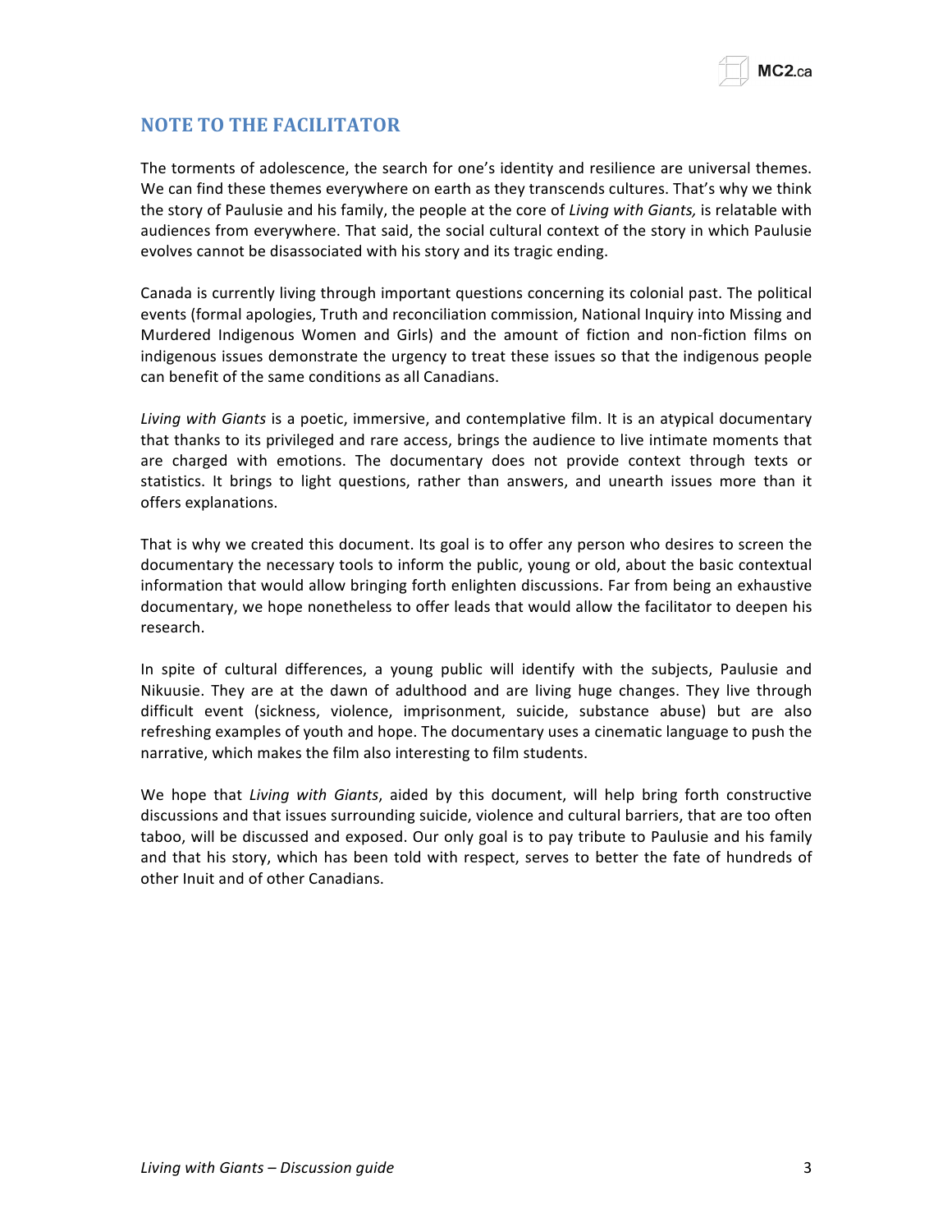## NOTE TO THE FACILITATOR

The torments of adolescence, the search for one's identity and resilience are universal themes. We can find these themes everywhere on earth as they transcends cultures. That's why we think the story of Paulusie and his family, the people at the core of *Living with Giants,* is relatable with audiences from everywhere. That said, the social cultural context of the story in which Paulusie evolves cannot be disassociated with his story and its tragic ending.

Canada is currently living through important questions concerning its colonial past. The political events (formal apologies, Truth and reconciliation commission, National Inquiry into Missing and Murdered Indigenous Women and Girls) and the amount of fiction and non-fiction films on indigenous issues demonstrate the urgency to treat these issues so that the indigenous people can benefit of the same conditions as all Canadians.

*Living with Giants* is a poetic, immersive, and contemplative film. It is an atypical documentary that thanks to its privileged and rare access, brings the audience to live intimate moments that are charged with emotions. The documentary does not provide context through texts or statistics. It brings to light questions, rather than answers, and unearth issues more than it offers explanations.

That is why we created this document. Its goal is to offer any person who desires to screen the documentary the necessary tools to inform the public, young or old, about the basic contextual information that would allow bringing forth enlighten discussions. Far from being an exhaustive documentary, we hope nonetheless to offer leads that would allow the facilitator to deepen his research.

In spite of cultural differences, a young public will identify with the subjects, Paulusie and Nikuusie. They are at the dawn of adulthood and are living huge changes. They live through difficult event (sickness, violence, imprisonment, suicide, substance abuse) but are also refreshing examples of youth and hope. The documentary uses a cinematic language to push the narrative, which makes the film also interesting to film students.

We hope that *Living with Giants*, aided by this document, will help bring forth constructive discussions and that issues surrounding suicide, violence and cultural barriers, that are too often taboo, will be discussed and exposed. Our only goal is to pay tribute to Paulusie and his family and that his story, which has been told with respect, serves to better the fate of hundreds of other Inuit and of other Canadians.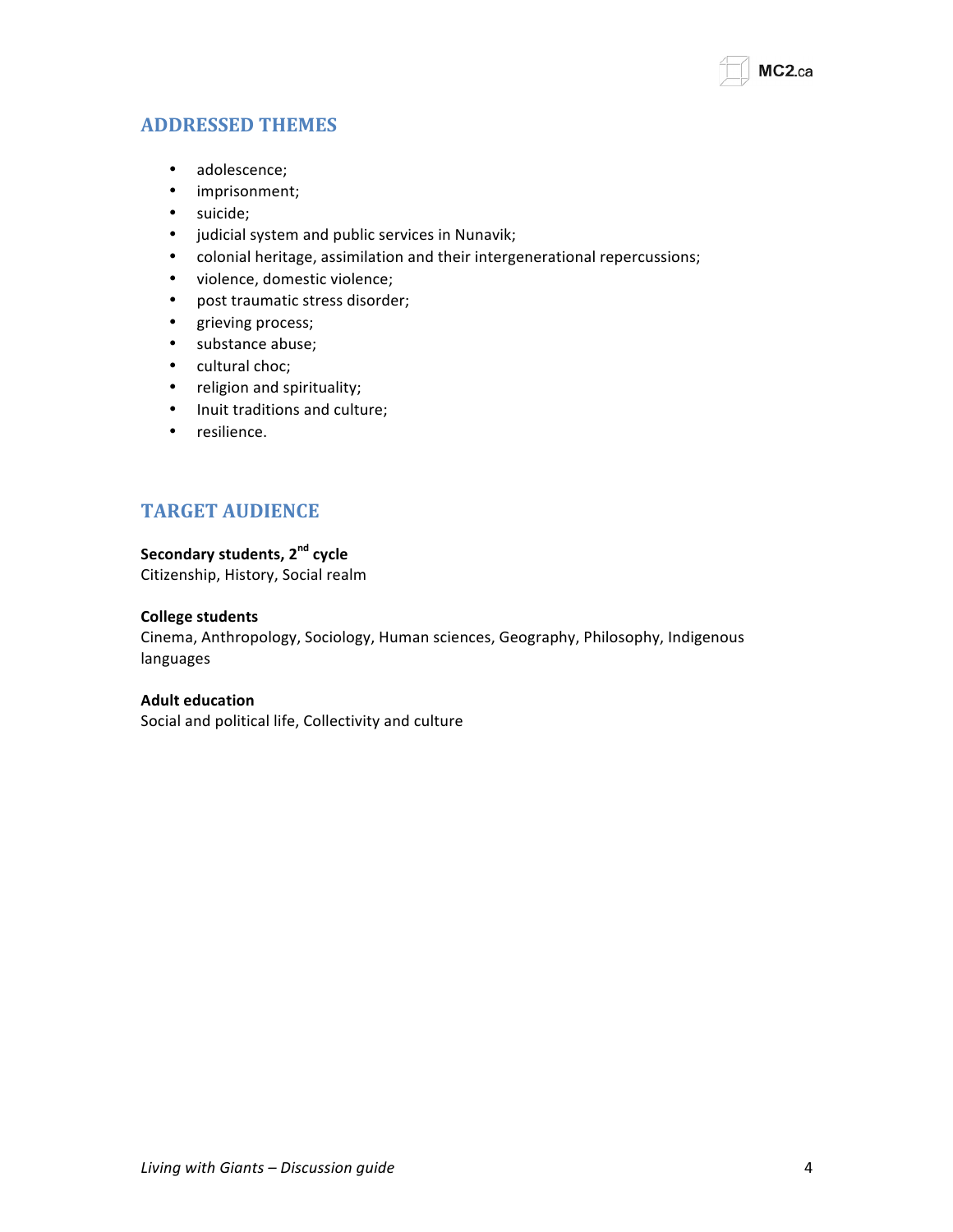## ADDRESSED THEMES

- adolescence;
- imprisonment;
- suicide;
- judicial system and public services in Nunavik;
- colonial heritage, assimilation and their intergenerational repercussions;
- violence, domestic violence;
- post traumatic stress disorder;
- grieving process;
- substance abuse;
- cultural choc;
- religion and spirituality;
- Inuit traditions and culture;
- resilience.

## TARGET AUDIENCE

**Secondary students, 2nd cycle**
Citizenship, History, Social realm

**College students**
Cinema, Anthropology, Sociology, Human sciences, Geography, Philosophy, Indigenous languages

**Adult education**
Social and political life, Collectivity and culture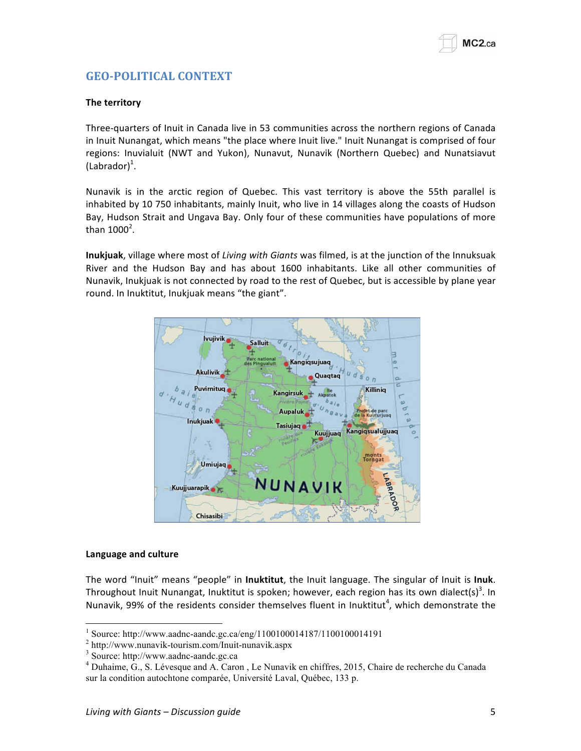## GEO-POLITICAL CONTEXT

### The territory

Three-quarters of Inuit in Canada live in 53 communities across the northern regions of Canada in Inuit Nunangat, which means "the place where Inuit live." Inuit Nunangat is comprised of four regions: Inuvialuit (NWT and Yukon), Nunavut, Nunavik (Northern Quebec) and Nunatsiavut (Labrador)[1].

Nunavik is in the arctic region of Quebec. This vast territory is above the 55th parallel is inhabited by 10 750 inhabitants, mainly Inuit, who live in 14 villages along the coasts of Hudson Bay, Hudson Strait and Ungava Bay. Only four of these communities have populations of more than 1000[2].

**Inukjuak**, village where most of *Living with Giants* was filmed, is at the junction of the Innuksuak River and the Hudson Bay and has about 1600 inhabitants. Like all other communities of Nunavik, Inukjuak is not connected by road to the rest of Quebec, but is accessible by plane year round. In Inuktitut, Inukjuak means "the giant".

### Language and culture

The word "Inuit" means "people" in **Inuktitut**, the Inuit language. The singular of Inuit is **Inuk**. Throughout Inuit Nunangat, Inuktitut is spoken; however, each region has its own dialect(s)[3]. In Nunavik, 99% of the residents consider themselves fluent in Inuktitut[4], which demonstrate the

---

[1] Source: http://www.aadnc-aandc.gc.ca/eng/1100100014187/1100100014191

[2] http://www.nunavik-tourism.com/Inuit-nunavik.aspx

[3] Source: http://www.aadnc-aandc.gc.ca

[4] Duhaime, G., S. Lévesque and A. Caron , Le Nunavik en chiffres, 2015, Chaire de recherche du Canada sur la condition autochtone comparée, Université Laval, Québec, 133 p.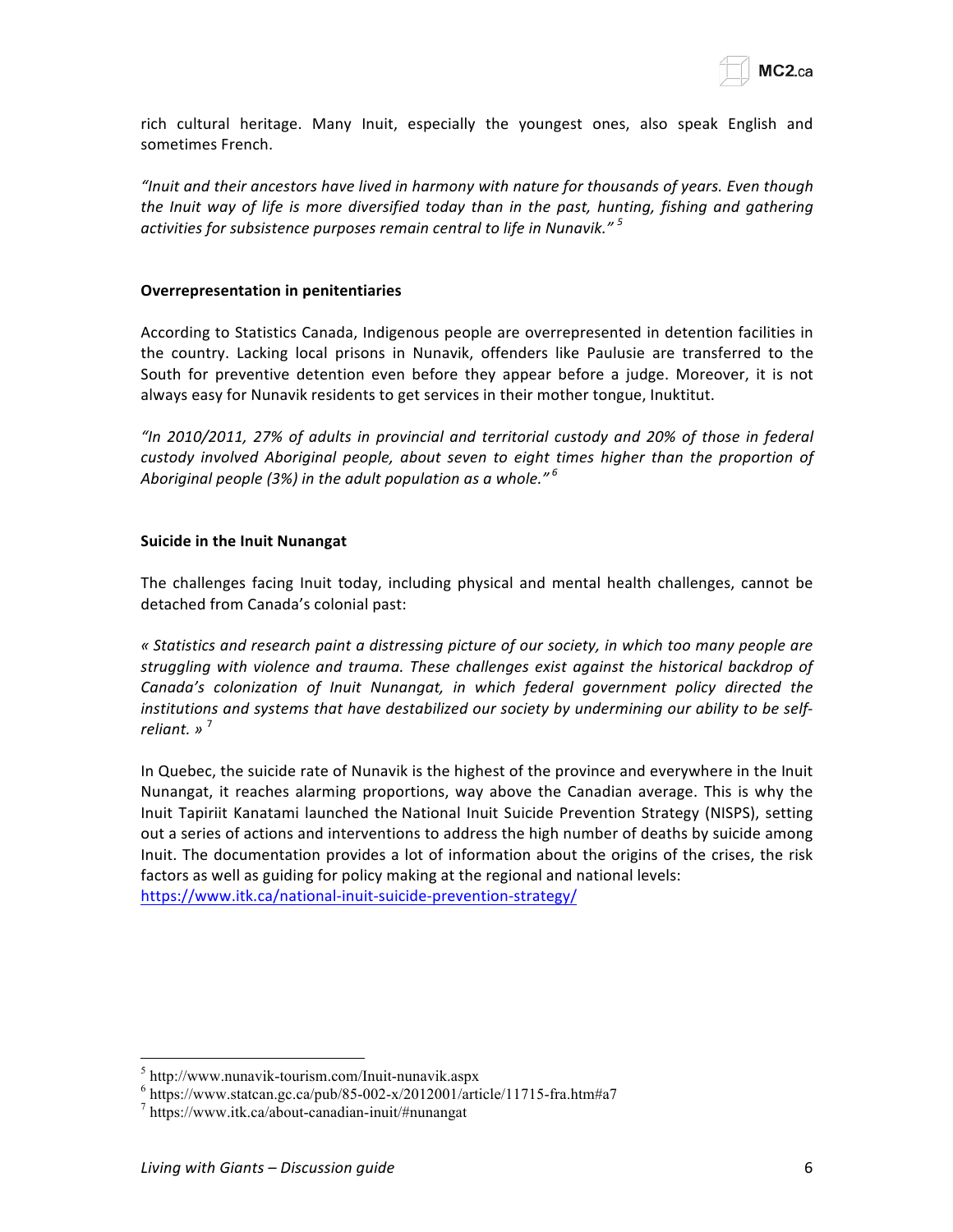rich cultural heritage. Many Inuit, especially the youngest ones, also speak English and sometimes French.

*"Inuit and their ancestors have lived in harmony with nature for thousands of years. Even though the Inuit way of life is more diversified today than in the past, hunting, fishing and gathering activities for subsistence purposes remain central to life in Nunavik."* [5]

**Overrepresentation in penitentiaries**

According to Statistics Canada, Indigenous people are overrepresented in detention facilities in the country. Lacking local prisons in Nunavik, offenders like Paulusie are transferred to the South for preventive detention even before they appear before a judge. Moreover, it is not always easy for Nunavik residents to get services in their mother tongue, Inuktitut.

*"In 2010/2011, 27% of adults in provincial and territorial custody and 20% of those in federal custody involved Aboriginal people, about seven to eight times higher than the proportion of Aboriginal people (3%) in the adult population as a whole."* [6]

**Suicide in the Inuit Nunangat**

The challenges facing Inuit today, including physical and mental health challenges, cannot be detached from Canada's colonial past:

*« Statistics and research paint a distressing picture of our society, in which too many people are struggling with violence and trauma. These challenges exist against the historical backdrop of Canada's colonization of Inuit Nunangat, in which federal government policy directed the institutions and systems that have destabilized our society by undermining our ability to be self-reliant. »* [7]

In Quebec, the suicide rate of Nunavik is the highest of the province and everywhere in the Inuit Nunangat, it reaches alarming proportions, way above the Canadian average. This is why the Inuit Tapiriit Kanatami launched the National Inuit Suicide Prevention Strategy (NISPS), setting out a series of actions and interventions to address the high number of deaths by suicide among Inuit. The documentation provides a lot of information about the origins of the crises, the risk factors as well as guiding for policy making at the regional and national levels: https://www.itk.ca/national-inuit-suicide-prevention-strategy/

---

[5] http://www.nunavik-tourism.com/Inuit-nunavik.aspx

[6] https://www.statcan.gc.ca/pub/85-002-x/2012001/article/11715-fra.htm#a7

[7] https://www.itk.ca/about-canadian-inuit/#nunangat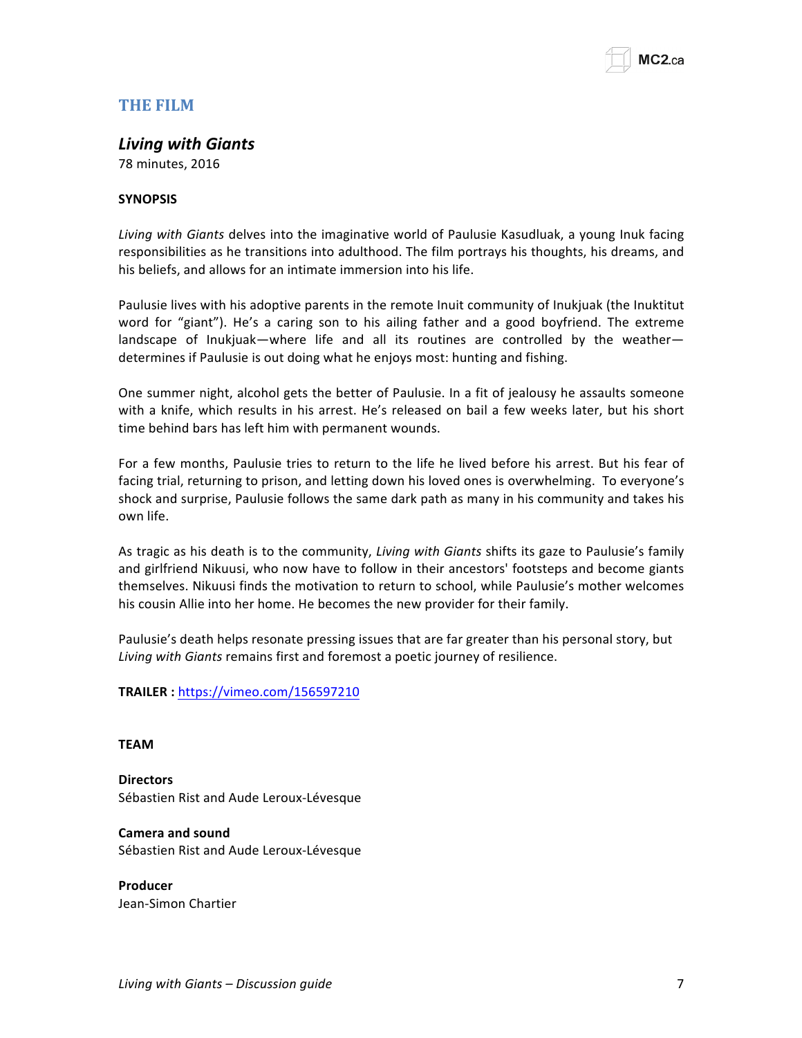## THE FILM

### *Living with Giants*

78 minutes, 2016

**SYNOPSIS**

*Living with Giants* delves into the imaginative world of Paulusie Kasudluak, a young Inuk facing responsibilities as he transitions into adulthood. The film portrays his thoughts, his dreams, and his beliefs, and allows for an intimate immersion into his life.

Paulusie lives with his adoptive parents in the remote Inuit community of Inukjuak (the Inuktitut word for "giant"). He's a caring son to his ailing father and a good boyfriend. The extreme landscape of Inukjuak—where life and all its routines are controlled by the weather—determines if Paulusie is out doing what he enjoys most: hunting and fishing.

One summer night, alcohol gets the better of Paulusie. In a fit of jealousy he assaults someone with a knife, which results in his arrest. He's released on bail a few weeks later, but his short time behind bars has left him with permanent wounds.

For a few months, Paulusie tries to return to the life he lived before his arrest. But his fear of facing trial, returning to prison, and letting down his loved ones is overwhelming. To everyone's shock and surprise, Paulusie follows the same dark path as many in his community and takes his own life.

As tragic as his death is to the community, *Living with Giants* shifts its gaze to Paulusie's family and girlfriend Nikuusi, who now have to follow in their ancestors' footsteps and become giants themselves. Nikuusi finds the motivation to return to school, while Paulusie's mother welcomes his cousin Allie into her home. He becomes the new provider for their family.

Paulusie's death helps resonate pressing issues that are far greater than his personal story, but *Living with Giants* remains first and foremost a poetic journey of resilience.

**TRAILER :** https://vimeo.com/156597210

**TEAM**

**Directors**
Sébastien Rist and Aude Leroux-Lévesque

**Camera and sound**
Sébastien Rist and Aude Leroux-Lévesque

**Producer**
Jean-Simon Chartier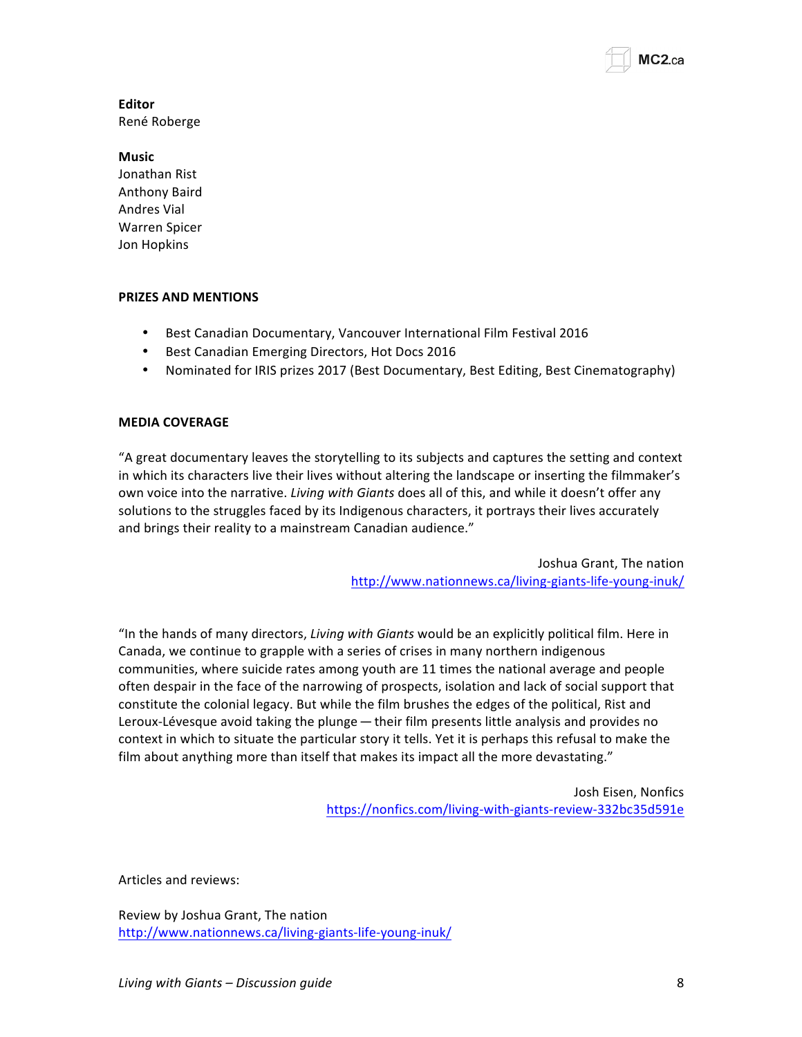**Editor**
René Roberge

**Music**
Jonathan Rist
Anthony Baird
Andres Vial
Warren Spicer
Jon Hopkins

**PRIZES AND MENTIONS**

- Best Canadian Documentary, Vancouver International Film Festival 2016
- Best Canadian Emerging Directors, Hot Docs 2016
- Nominated for IRIS prizes 2017 (Best Documentary, Best Editing, Best Cinematography)

**MEDIA COVERAGE**

"A great documentary leaves the storytelling to its subjects and captures the setting and context in which its characters live their lives without altering the landscape or inserting the filmmaker's own voice into the narrative. *Living with Giants* does all of this, and while it doesn't offer any solutions to the struggles faced by its Indigenous characters, it portrays their lives accurately and brings their reality to a mainstream Canadian audience."

Joshua Grant, The nation
http://www.nationnews.ca/living-giants-life-young-inuk/

"In the hands of many directors, *Living with Giants* would be an explicitly political film. Here in Canada, we continue to grapple with a series of crises in many northern indigenous communities, where suicide rates among youth are 11 times the national average and people often despair in the face of the narrowing of prospects, isolation and lack of social support that constitute the colonial legacy. But while the film brushes the edges of the political, Rist and Leroux-Lévesque avoid taking the plunge — their film presents little analysis and provides no context in which to situate the particular story it tells. Yet it is perhaps this refusal to make the film about anything more than itself that makes its impact all the more devastating."

Josh Eisen, Nonfics
https://nonfics.com/living-with-giants-review-332bc35d591e

Articles and reviews:

Review by Joshua Grant, The nation
http://www.nationnews.ca/living-giants-life-young-inuk/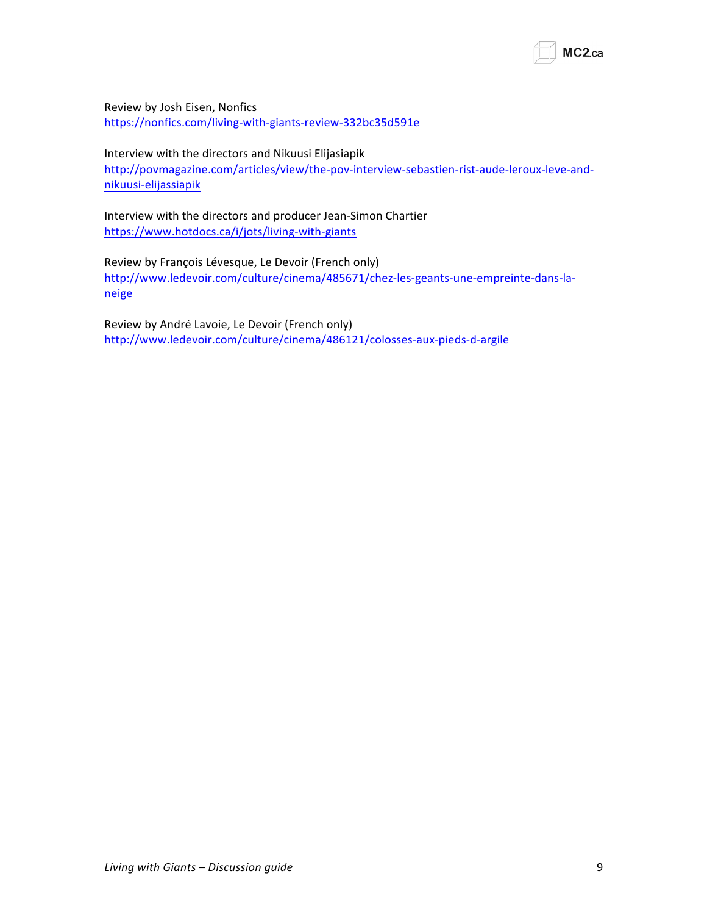Review by Josh Eisen, Nonfics
https://nonfics.com/living-with-giants-review-332bc35d591e

Interview with the directors and Nikuusi Elijasiapik
http://povmagazine.com/articles/view/the-pov-interview-sebastien-rist-aude-leroux-leve-and-nikuusi-elijassiapik

Interview with the directors and producer Jean-Simon Chartier
https://www.hotdocs.ca/i/jots/living-with-giants

Review by François Lévesque, Le Devoir (French only)
http://www.ledevoir.com/culture/cinema/485671/chez-les-geants-une-empreinte-dans-la-neige

Review by André Lavoie, Le Devoir (French only)
http://www.ledevoir.com/culture/cinema/486121/colosses-aux-pieds-d-argile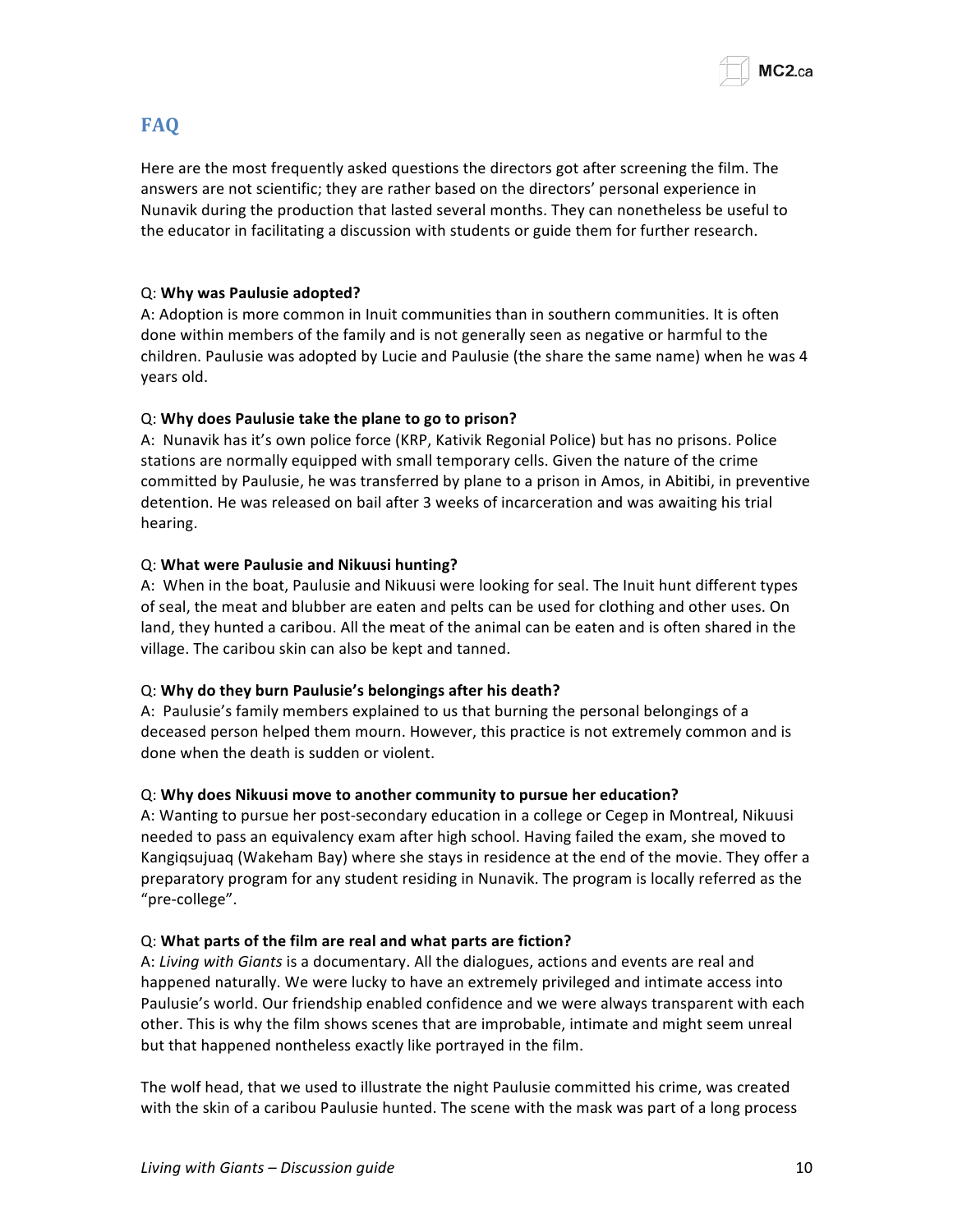## FAQ

Here are the most frequently asked questions the directors got after screening the film. The answers are not scientific; they are rather based on the directors' personal experience in Nunavik during the production that lasted several months. They can nonetheless be useful to the educator in facilitating a discussion with students or guide them for further research.

Q: **Why was Paulusie adopted?**
A: Adoption is more common in Inuit communities than in southern communities. It is often done within members of the family and is not generally seen as negative or harmful to the children. Paulusie was adopted by Lucie and Paulusie (the share the same name) when he was 4 years old.

Q: **Why does Paulusie take the plane to go to prison?**
A: Nunavik has it's own police force (KRP, Kativik Regonial Police) but has no prisons. Police stations are normally equipped with small temporary cells. Given the nature of the crime committed by Paulusie, he was transferred by plane to a prison in Amos, in Abitibi, in preventive detention. He was released on bail after 3 weeks of incarceration and was awaiting his trial hearing.

Q: **What were Paulusie and Nikuusi hunting?**
A: When in the boat, Paulusie and Nikuusi were looking for seal. The Inuit hunt different types of seal, the meat and blubber are eaten and pelts can be used for clothing and other uses. On land, they hunted a caribou. All the meat of the animal can be eaten and is often shared in the village. The caribou skin can also be kept and tanned.

Q: **Why do they burn Paulusie's belongings after his death?**
A: Paulusie's family members explained to us that burning the personal belongings of a deceased person helped them mourn. However, this practice is not extremely common and is done when the death is sudden or violent.

Q: **Why does Nikuusi move to another community to pursue her education?**
A: Wanting to pursue her post-secondary education in a college or Cegep in Montreal, Nikuusi needed to pass an equivalency exam after high school. Having failed the exam, she moved to Kangiqsujuaq (Wakeham Bay) where she stays in residence at the end of the movie. They offer a preparatory program for any student residing in Nunavik. The program is locally referred as the "pre-college".

Q: **What parts of the film are real and what parts are fiction?**
A: *Living with Giants* is a documentary. All the dialogues, actions and events are real and happened naturally. We were lucky to have an extremely privileged and intimate access into Paulusie's world. Our friendship enabled confidence and we were always transparent with each other. This is why the film shows scenes that are improbable, intimate and might seem unreal but that happened nontheless exactly like portrayed in the film.

The wolf head, that we used to illustrate the night Paulusie committed his crime, was created with the skin of a caribou Paulusie hunted. The scene with the mask was part of a long process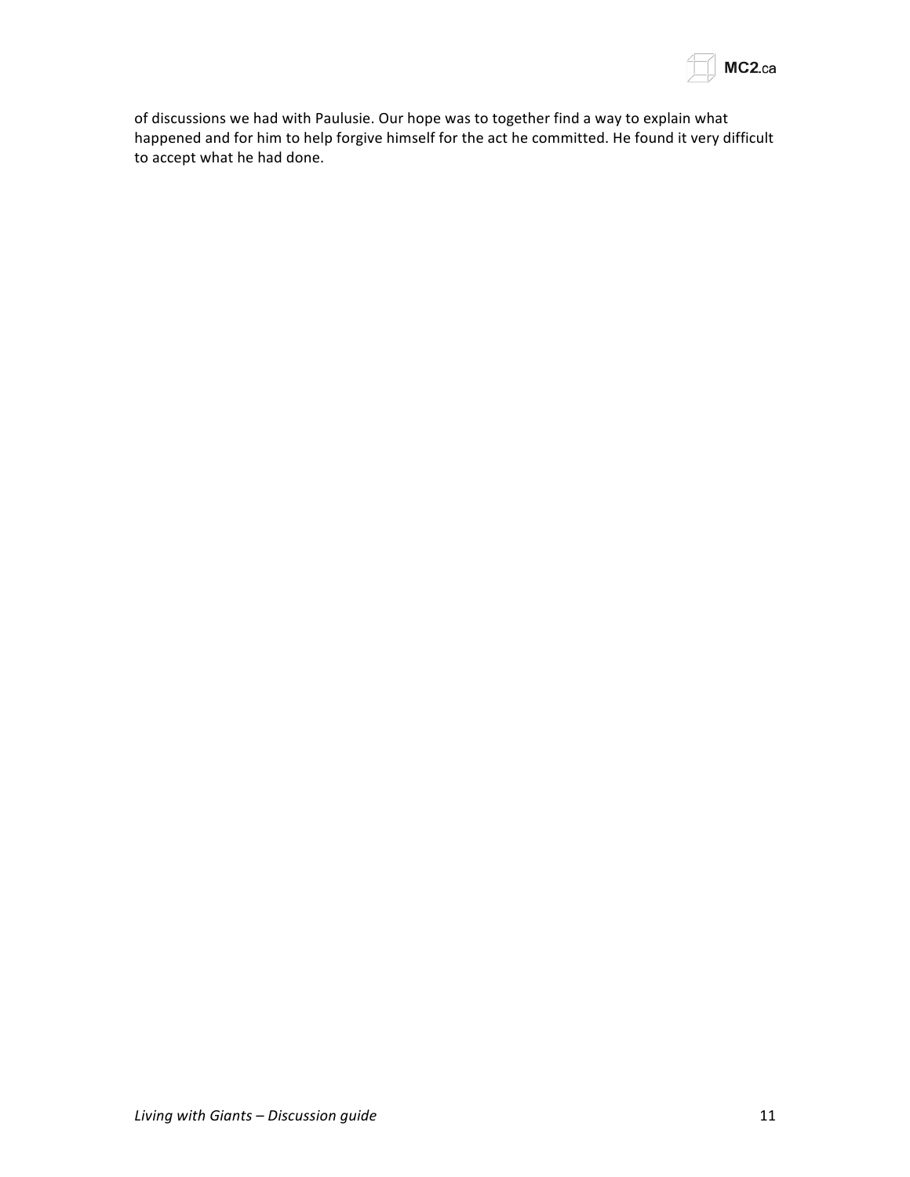of discussions we had with Paulusie. Our hope was to together find a way to explain what happened and for him to help forgive himself for the act he committed. He found it very difficult to accept what he had done.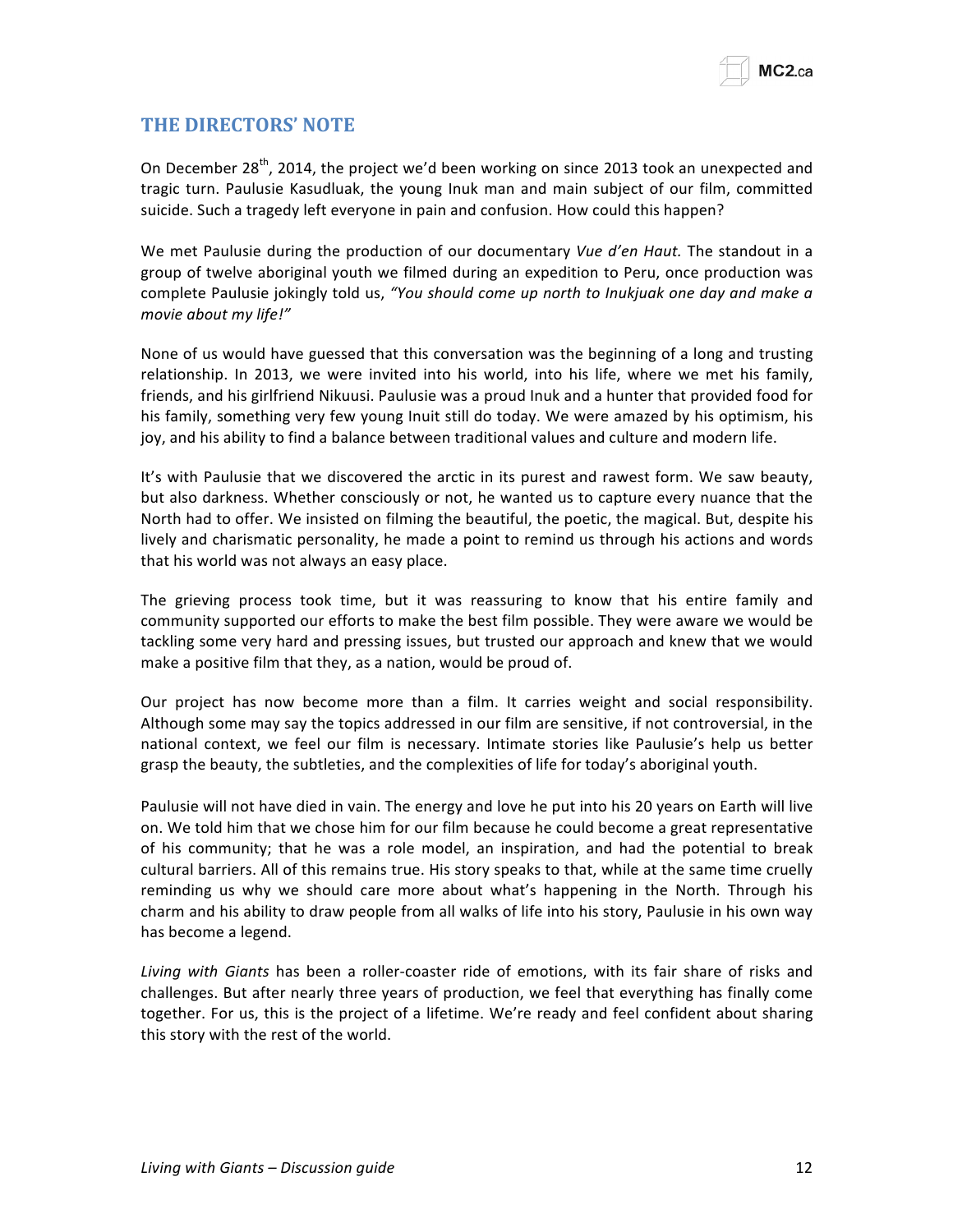## THE DIRECTORS' NOTE

On December 28th, 2014, the project we'd been working on since 2013 took an unexpected and tragic turn. Paulusie Kasudluak, the young Inuk man and main subject of our film, committed suicide. Such a tragedy left everyone in pain and confusion. How could this happen?

We met Paulusie during the production of our documentary *Vue d'en Haut.* The standout in a group of twelve aboriginal youth we filmed during an expedition to Peru, once production was complete Paulusie jokingly told us, *"You should come up north to Inukjuak one day and make a movie about my life!"*

None of us would have guessed that this conversation was the beginning of a long and trusting relationship. In 2013, we were invited into his world, into his life, where we met his family, friends, and his girlfriend Nikuusi. Paulusie was a proud Inuk and a hunter that provided food for his family, something very few young Inuit still do today. We were amazed by his optimism, his joy, and his ability to find a balance between traditional values and culture and modern life.

It's with Paulusie that we discovered the arctic in its purest and rawest form. We saw beauty, but also darkness. Whether consciously or not, he wanted us to capture every nuance that the North had to offer. We insisted on filming the beautiful, the poetic, the magical. But, despite his lively and charismatic personality, he made a point to remind us through his actions and words that his world was not always an easy place.

The grieving process took time, but it was reassuring to know that his entire family and community supported our efforts to make the best film possible. They were aware we would be tackling some very hard and pressing issues, but trusted our approach and knew that we would make a positive film that they, as a nation, would be proud of.

Our project has now become more than a film. It carries weight and social responsibility. Although some may say the topics addressed in our film are sensitive, if not controversial, in the national context, we feel our film is necessary. Intimate stories like Paulusie's help us better grasp the beauty, the subtleties, and the complexities of life for today's aboriginal youth.

Paulusie will not have died in vain. The energy and love he put into his 20 years on Earth will live on. We told him that we chose him for our film because he could become a great representative of his community; that he was a role model, an inspiration, and had the potential to break cultural barriers. All of this remains true. His story speaks to that, while at the same time cruelly reminding us why we should care more about what's happening in the North. Through his charm and his ability to draw people from all walks of life into his story, Paulusie in his own way has become a legend.

*Living with Giants* has been a roller-coaster ride of emotions, with its fair share of risks and challenges. But after nearly three years of production, we feel that everything has finally come together. For us, this is the project of a lifetime. We're ready and feel confident about sharing this story with the rest of the world.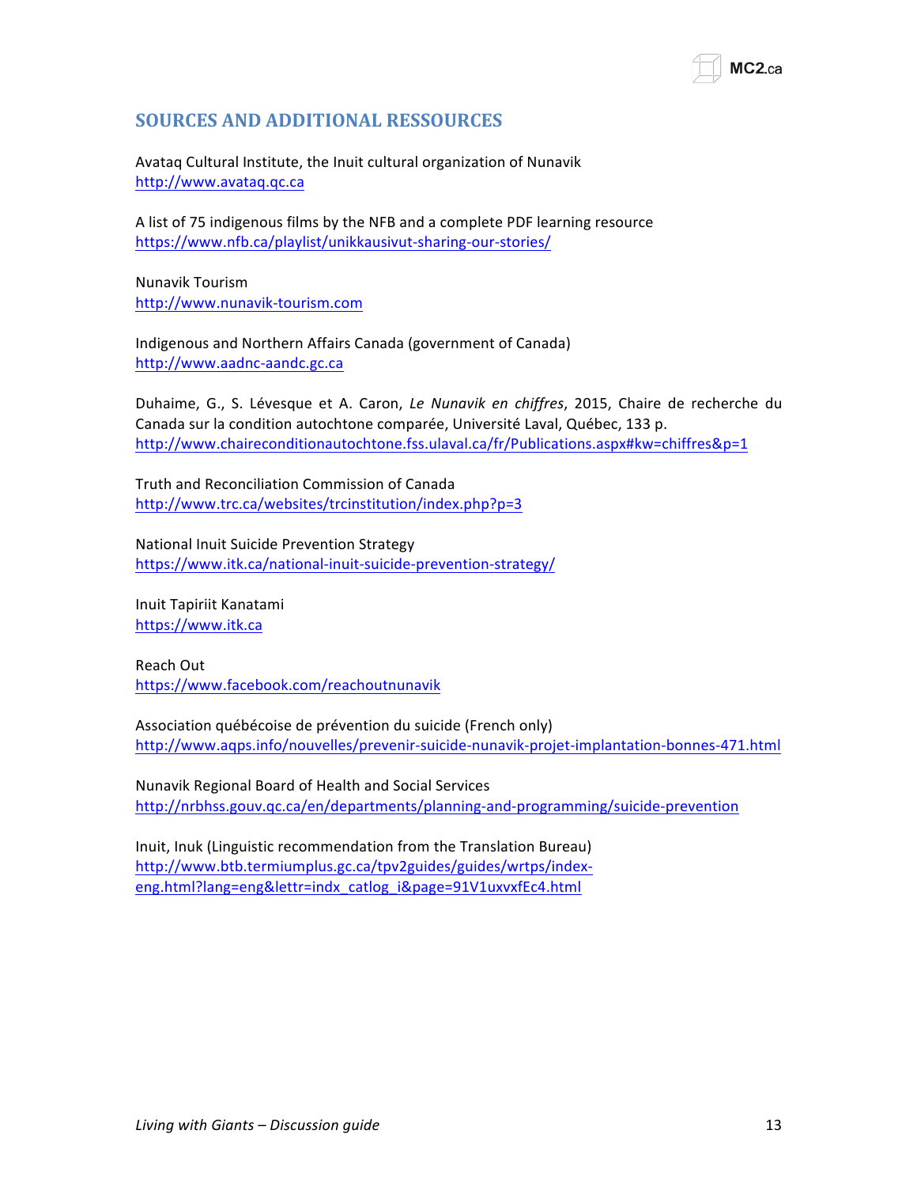## SOURCES AND ADDITIONAL RESSOURCES

Avataq Cultural Institute, the Inuit cultural organization of Nunavik
http://www.avataq.qc.ca

A list of 75 indigenous films by the NFB and a complete PDF learning resource
https://www.nfb.ca/playlist/unikkausivut-sharing-our-stories/

Nunavik Tourism
http://www.nunavik-tourism.com

Indigenous and Northern Affairs Canada (government of Canada)
http://www.aadnc-aandc.gc.ca

Duhaime, G., S. Lévesque et A. Caron, *Le Nunavik en chiffres*, 2015, Chaire de recherche du Canada sur la condition autochtone comparée, Université Laval, Québec, 133 p.
http://www.chaireconditionautochtone.fss.ulaval.ca/fr/Publications.aspx#kw=chiffres&p=1

Truth and Reconciliation Commission of Canada
http://www.trc.ca/websites/trcinstitution/index.php?p=3

National Inuit Suicide Prevention Strategy
https://www.itk.ca/national-inuit-suicide-prevention-strategy/

Inuit Tapiriit Kanatami
https://www.itk.ca

Reach Out
https://www.facebook.com/reachoutnunavik

Association québécoise de prévention du suicide (French only)
http://www.aqps.info/nouvelles/prevenir-suicide-nunavik-projet-implantation-bonnes-471.html

Nunavik Regional Board of Health and Social Services
http://nrbhss.gouv.qc.ca/en/departments/planning-and-programming/suicide-prevention

Inuit, Inuk (Linguistic recommendation from the Translation Bureau)
http://www.btb.termiumplus.gc.ca/tpv2guides/guides/wrtps/index-eng.html?lang=eng&lettr=indx_catlog_i&page=91V1uxvxfEc4.html